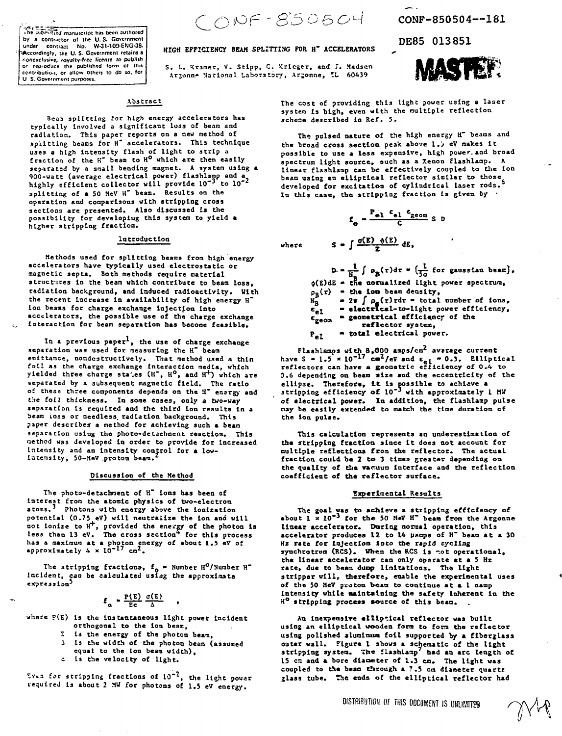CONF-850504--181

DE85 013851

The submitted manuscript has been authored by a contractor of the U. S. Government under contract No. W-31-109-ENG-38. Accordingly, the U. S. Government retains a nonexclusive, royalty-free license to publish or reproduce the published form of this contribution, or allow others to do so, for U. S. Government purposes.

# HIGH EFFICIENCY BEAM SPLITTING FOR $H^-$ ACCELERATORS

S. L. Kramer, V. Stipp, C. Krieger, and J. Madsen
Argonne National Laboratory, Argonne, IL 60439

## Abstract

Beam splitting for high energy accelerators has typically involved a significant loss of beam and radiation. This paper reports on a new method of splitting beams for $H^-$ accelerators. This technique uses a high intensity flash of light to strip a fraction of the $H^-$ beam to $H^0$ which are then easily separated by a small bending magnet. A system using a 900-watt (average electrical power) flashlamp and a highly efficient collector will provide $10^{-3}$ to $10^{-2}$ splitting of a 50 MeV $H^-$ beam. Results on the operation and comparisons with stripping cross sections are presented. Also discussed is the possibility for developing this system to yield a higher stripping fraction.

## Introduction

Methods used for splitting beams from high energy accelerators have typically used electrostatic or magnetic septa. Both methods require material structures in the beam which contribute to beam loss, radiation background, and induced radioactivity. With the recent increase in availability of high energy $H^-$ ion beams for charge exchange injection into accelerators, the possible use of the charge exchange interaction for beam separation has become feasible.

In a previous paper[1], the use of charge exchange separation was used for measuring the $H^-$ beam emittance, nondestructively. That method used a thin foil as the charge exchange interaction media, which yielded three charge states ($H^-$, $H^0$, and $H^+$) which are separated by a subsequent magnetic field. The ratio of these three components depends on the $H^-$ energy and the foil thickness. In some cases, only a two-way separation is required and the third ion results in a beam loss or needless radiation background. This paper describes a method for achieving such a beam separation using the photo-detachment reaction. This method was developed in order to provide for increased intensity and an intensity control for a low-intensity, 50-MeV proton beam.[2]

## Discussion of the Method

The photo-detachment of $H^-$ ions has been of interest from the atomic physics of two-electron atoms.[3] Photons with energy above the ionization potential (0.75 eV) will neutralize the ion and will not ionize to $H^+$, provided the energy of the photon is less than 13 eV. The cross section[4] for this process has a maximum at a photon energy of about 1.5 eV of approximately $4 \times 10^{-17}$ cm$^2$.

The stripping fractions, $f_o$ = Number $H^0$/Number $H^-$ incident, can be calculated using the approximate expression[5]

$$f_o = \frac{P(E)\ \sigma(E)}{Ec\ \Delta} \ ,$$

where $P(E)$ is the instantaneous light power incident orthogonal to the ion beam,
$E$ is the energy of the photon beam,
$\Delta$ is the width of the photon beam (assumed equal to the ion beam width),
$c$ is the velocity of light.

Even for stripping fractions of $10^{-2}$, the light power required is about 2 MW for photons of 1.5 eV energy. The cost of providing this light power using a laser system is high, even with the multiple reflection scheme described in Ref. 5.

The pulsed nature of the high energy $H^-$ beams and the broad cross section peak above 1.5 eV makes it possible to use a less expensive, high power and broad spectrum light source, such as a Xenon flashlamp. A linear flashlamp can be effectively coupled to the ion beam using an elliptical reflector similar to those developed for excitation of cylindrical laser rods.[6] In this case, the stripping fraction is given by

$$f_o = \frac{P_{el}\ \epsilon_{el}\ \epsilon_{geom}}{C}\ S\ D$$

where $\quad S = \int \frac{\sigma(E)\ \phi(E)}{E}\ dE,$

$$D = \frac{1}{N_B} \int \rho_B(r) dr = \left(\frac{1}{5\sigma} \text{ for gaussian beam}\right),$$

$\phi(E)dE$ = the normalized light power spectrum,
$\rho_B(r)$ = the ion beam density,
$N_B$ = $2\pi \int \rho_B(r) r dr$ = total number of ions,
$\epsilon_{el}$ = electrical-to-light power efficiency,
$\epsilon_{geom}$ = geometrical efficiency of the reflector system,
$P_{el}$ = total electrical power.

Flashlamps with 8,000 amps/cm$^2$ average current have $S = 1.5 \times 10^{-17}$ cm$^2$/eV and $\epsilon_{el} = 0.3$. Elliptical reflectors can have a geometric efficiency of 0.4 to 0.6 depending on beam size and the eccentricity of the ellipse. Therefore, it is possible to achieve a stripping efficiency of $10^{-3}$ with approximately 1 MW of electrical power. In addition, the flashlamp pulse may be easily extended to match the time duration of the ion pulse.

This calculation represents an underestimation of the stripping fraction since it does not account for multiple reflections from the reflector. The actual fraction could be 2 to 3 times greater depending on the quality of the vacuum interface and the reflection coefficient of the reflector surface.

## Experimental Results

The goal was to achieve a stripping efficiency of about $1 \times 10^{-3}$ for the 50 MeV $H^-$ beam from the Argonne linear accelerator. During normal operation, this accelerator produces 12 to 14 μamps of $H^-$ beam at a 30 Hz rate for injection into the rapid cycling synchrotron (RCS). When the RCS is not operational, the linear accelerator can only operate at a 5 Hz rate, due to beam dump limitations. The light stripper will, therefore, enable the experimental uses of the 50 MeV proton beam to continue at a 1 namp intensity while maintaining the safety inherent in the $H^0$ stripping process source of this beam.

An inexpensive elliptical reflector was built using an elliptical wooden form to form the reflector using polished aluminum foil supported by a fiberglass outer wall. Figure 1 shows a schematic of the light stripping system. The flashlamp[7] had an arc length of 15 cm and a bore diameter of 1.3 cm. The light was coupled to the beam through a 7.5 cm diameter quartz glass tube. The ends of the elliptical reflector had

DISTRIBUTION OF THIS DOCUMENT IS UNLIMITED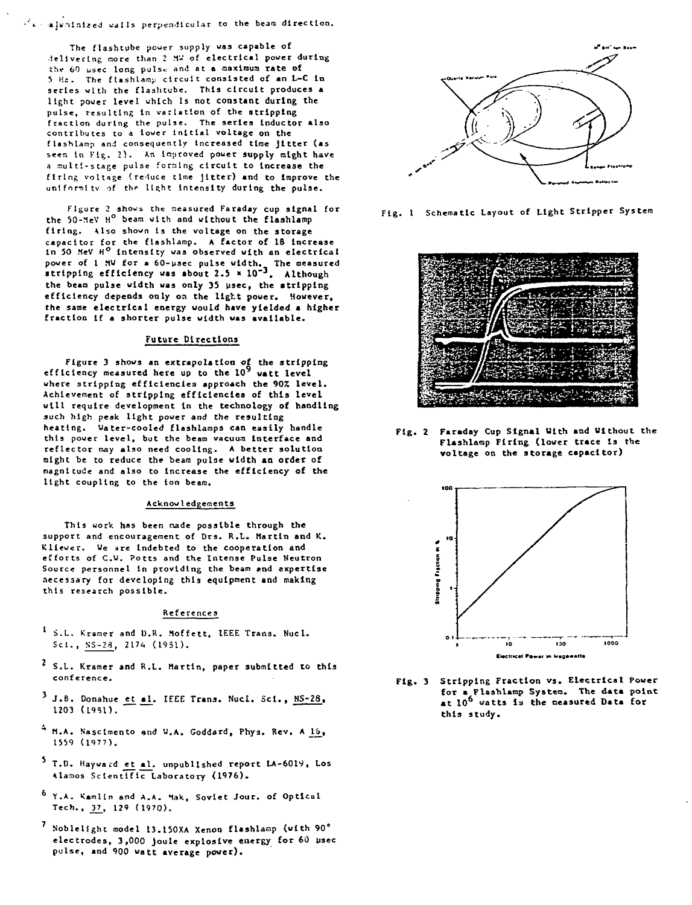aluminized walls perpendicular to the beam direction.

The flashtube power supply was capable of delivering more than 2 MW of electrical power during the 60 μsec long pulse and at a maximum rate of 5 Hz. The flashlamp circuit consisted of an L-C in series with the flashtube. This circuit produces a light power level which is not constant during the pulse, resulting in variation of the stripping fraction during the pulse. The series inductor also contributes to a lower initial voltage on the flashlamp and consequently increased time jitter (as seen in Fig. 2). An improved power supply might have a multi-stage pulse forming circuit to increase the firing voltage (reduce time jitter) and to improve the uniformity of the light intensity during the pulse.

Figure 2 shows the measured Faraday cup signal for the 50-MeV $H^o$ beam with and without the flashlamp firing. Also shown is the voltage on the storage capacitor for the flashlamp. A factor of 18 increase in 50 MeV $H^o$ intensity was observed with an electrical power of 1 MW for a 60-μsec pulse width. The measured stripping efficiency was about $2.5 \times 10^{-3}$. Although the beam pulse width was only 35 μsec, the stripping efficiency depends only on the light power. However, the same electrical energy would have yielded a higher fraction if a shorter pulse width was available.

## Future Directions

Figure 3 shows an extrapolation of the stripping efficiency measured here up to the $10^9$ watt level where stripping efficiencies approach the 90% level. Achievement of stripping efficiencies of this level will require development in the technology of handling such high peak light power and the resulting heating. Water-cooled flashlamps can easily handle this power level, but the beam vacuum interface and reflector may also need cooling. A better solution might be to reduce the beam pulse width an order of magnitude and also to increase the efficiency of the light coupling to the ion beam.

## Acknowledgements

This work has been made possible through the support and encouragement of Drs. R.L. Martin and K. Kliewer. We are indebted to the cooperation and efforts of C.W. Potts and the Intense Pulse Neutron Source personnel in providing the beam and expertise necessary for developing this equipment and making this research possible.

## References

[1] S.L. Kramer and D.R. Moffett, IEEE Trans. Nucl. Sci., NS-28, 2174 (1981).

[2] S.L. Kramer and R.L. Martin, paper submitted to this conference.

[3] J.B. Donahue et al. IEEE Trans. Nucl. Sci., NS-28, 1203 (1981).

[4] M.A. Nascimento and W.A. Goddard, Phys. Rev. A 16, 1559 (1977).

[5] T.D. Hayward et al. unpublished report LA-6019, Los Alamos Scientific Laboratory (1976).

[6] Y.A. Kamlin and A.A. Mak, Soviet Jour. of Optical Tech., 37, 129 (1970).

[7] Noblelight model 13.150XA Xenon flashlamp (with 90° electrodes, 3,000 joule explosive energy for 60 μsec pulse, and 900 watt average power).

$H^o$ 50 MeV Beam

Quartz Vacuum Pipe

Xenon Flashlamp

Polished Aluminum Reflector

Fig. 1 Schematic Layout of Light Stripper System

Fig. 2 Faraday Cup Signal With and Without the Flashlamp Firing (lower trace is the voltage on the storage capacitor)

100

10

1

0.1

Stripping Fraction in %

1

10

100

1000

Electrical Power in Megawatts

Fig. 3 Stripping Fraction vs. Electrical Power for a Flashlamp System. The data point at $10^6$ watts is the measured Data for this study.